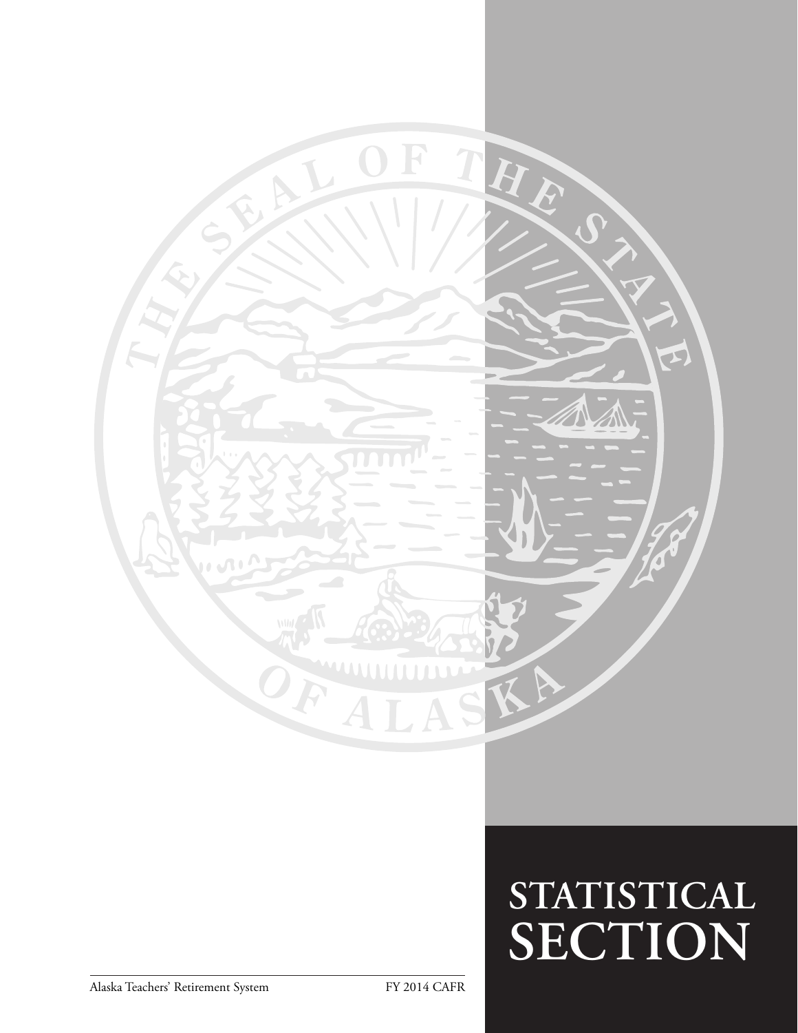# STATISTICAL SECTION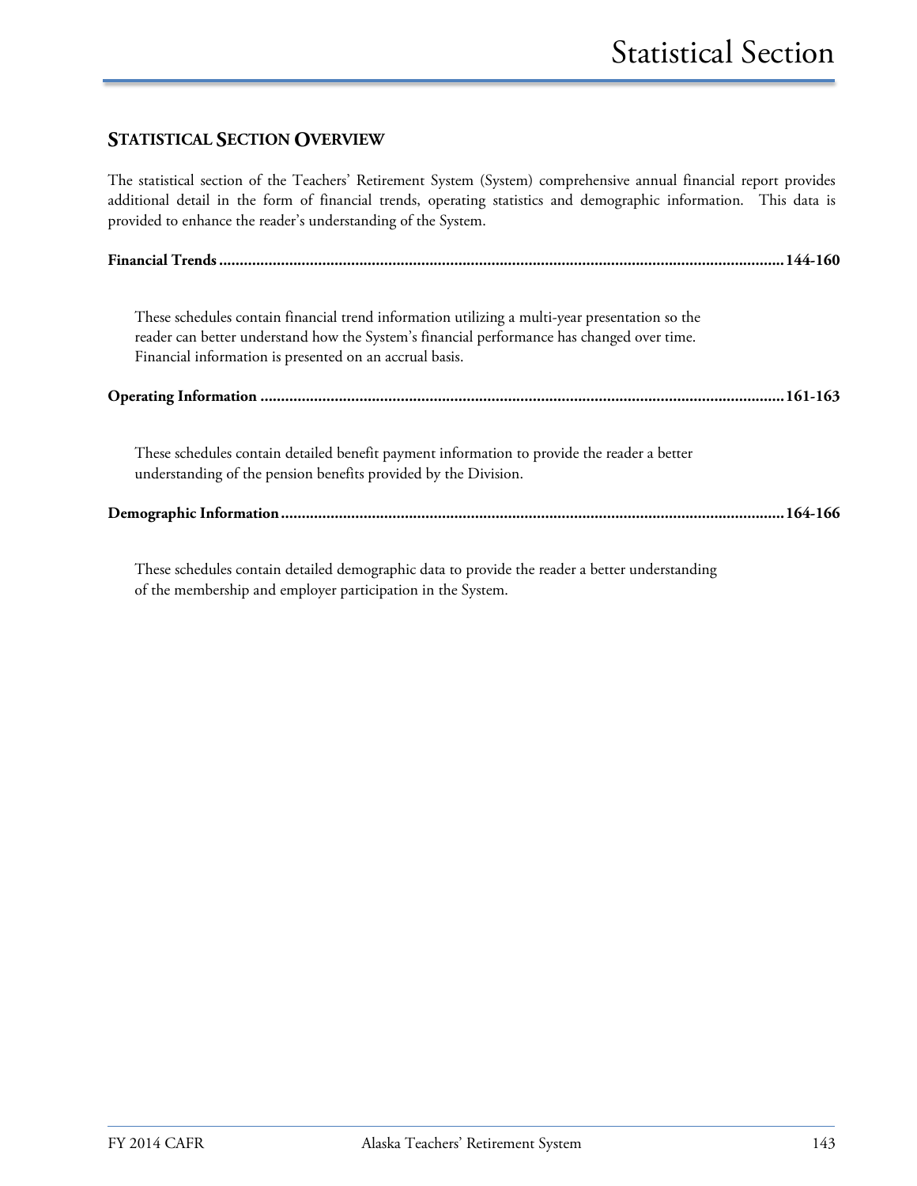# Statistical Section

## STATISTICAL SECTION OVERVIEW

The statistical section of the Teachers' Retirement System (System) comprehensive annual financial report provides additional detail in the form of financial trends, operating statistics and demographic information. This data is provided to enhance the reader's understanding of the System.

**Financial Trends ........................................................................................................................................ 144-160**

These schedules contain financial trend information utilizing a multi-year presentation so the reader can better understand how the System's financial performance has changed over time. Financial information is presented on an accrual basis.

**Operating Information ................................................................................................................................ 161-163**

These schedules contain detailed benefit payment information to provide the reader a better understanding of the pension benefits provided by the Division.

**Demographic Information ........................................................................................................................... 164-166**

These schedules contain detailed demographic data to provide the reader a better understanding of the membership and employer participation in the System.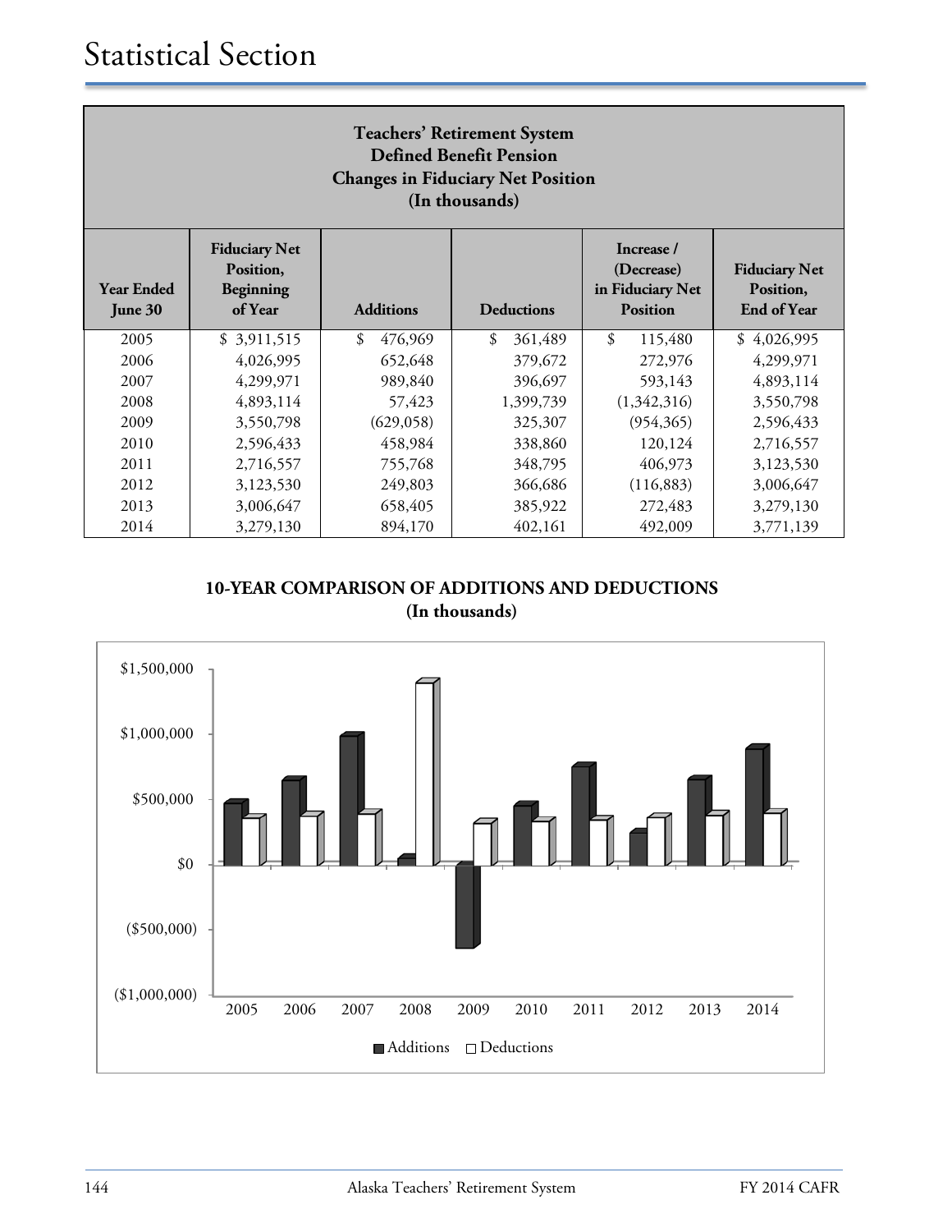# Statistical Section

| Teachers' Retirement System<br>Defined Benefit Pension<br>Changes in Fiduciary Net Position<br>(In thousands) | | | | | |
|---|---|---|---|---|---|
| Year Ended June 30 | Fiduciary Net Position, Beginning of Year | Additions | Deductions | Increase / (Decrease) in Fiduciary Net Position | Fiduciary Net Position, End of Year |
| 2005 | $ 3,911,515 | $ 476,969 | $ 361,489 | $ 115,480 | $ 4,026,995 |
| 2006 | 4,026,995 | 652,648 | 379,672 | 272,976 | 4,299,971 |
| 2007 | 4,299,971 | 989,840 | 396,697 | 593,143 | 4,893,114 |
| 2008 | 4,893,114 | 57,423 | 1,399,739 | (1,342,316) | 3,550,798 |
| 2009 | 3,550,798 | (629,058) | 325,307 | (954,365) | 2,596,433 |
| 2010 | 2,596,433 | 458,984 | 338,860 | 120,124 | 2,716,557 |
| 2011 | 2,716,557 | 755,768 | 348,795 | 406,973 | 3,123,530 |
| 2012 | 3,123,530 | 249,803 | 366,686 | (116,883) | 3,006,647 |
| 2013 | 3,006,647 | 658,405 | 385,922 | 272,483 | 3,279,130 |
| 2014 | 3,279,130 | 894,170 | 402,161 | 492,009 | 3,771,139 |

**10-YEAR COMPARISON OF ADDITIONS AND DEDUCTIONS**
**(In thousands)**

$1,500,000
$1,000,000
$500,000
$0
($500,000)
($1,000,000)

2005 2006 2007 2008 2009 2010 2011 2012 2013 2014

■ Additions □ Deductions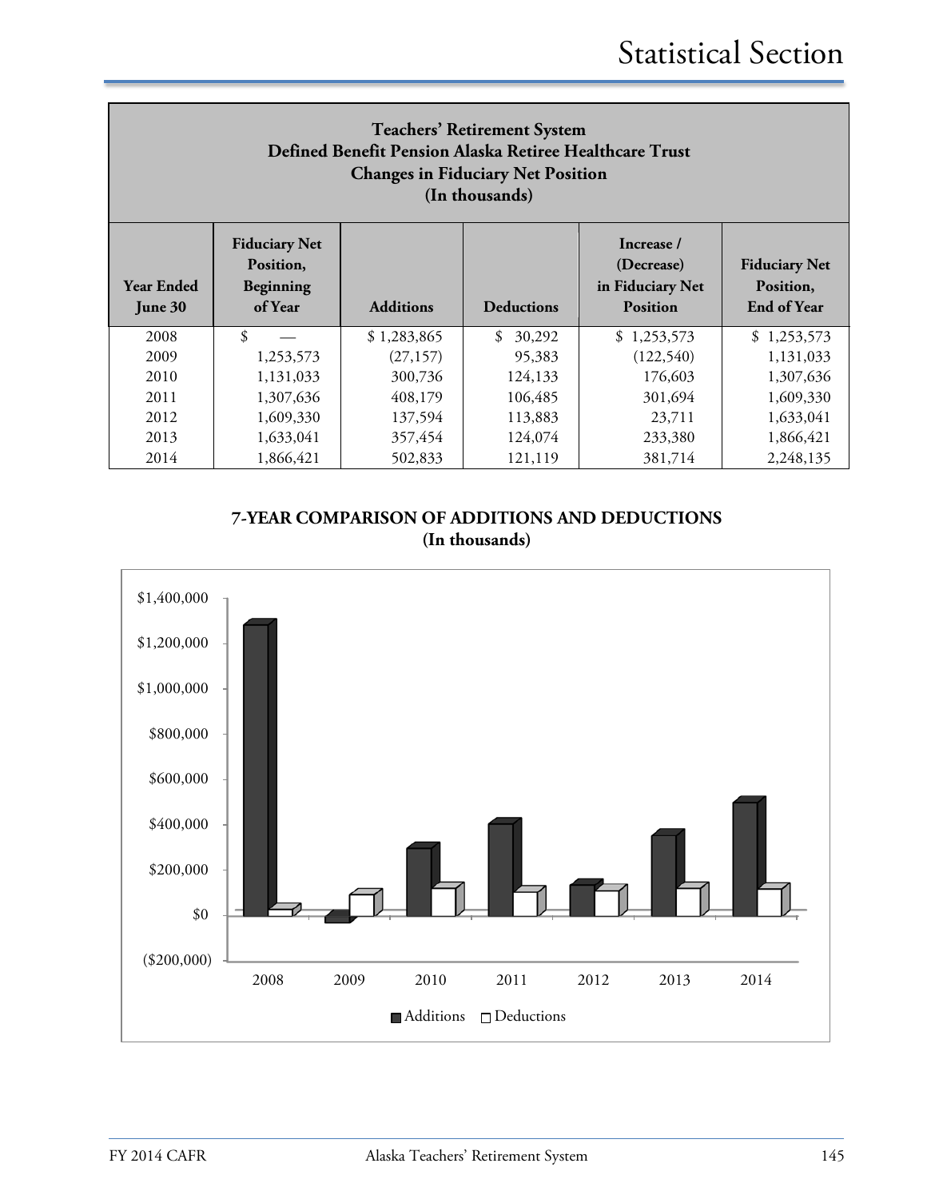## Teachers' Retirement System
## Defined Benefit Pension Alaska Retiree Healthcare Trust
## Changes in Fiduciary Net Position
## (In thousands)

| Year Ended June 30 | Fiduciary Net Position, Beginning of Year | Additions | Deductions | Increase / (Decrease) in Fiduciary Net Position | Fiduciary Net Position, End of Year |
|---|---|---|---|---|---|
| 2008 | $ — | $ 1,283,865 | $ 30,292 | $ 1,253,573 | $ 1,253,573 |
| 2009 | 1,253,573 | (27,157) | 95,383 | (122,540) | 1,131,033 |
| 2010 | 1,131,033 | 300,736 | 124,133 | 176,603 | 1,307,636 |
| 2011 | 1,307,636 | 408,179 | 106,485 | 301,694 | 1,609,330 |
| 2012 | 1,609,330 | 137,594 | 113,883 | 23,711 | 1,633,041 |
| 2013 | 1,633,041 | 357,454 | 124,074 | 233,380 | 1,866,421 |
| 2014 | 1,866,421 | 502,833 | 121,119 | 381,714 | 2,248,135 |

**7-YEAR COMPARISON OF ADDITIONS AND DEDUCTIONS**
**(In thousands)**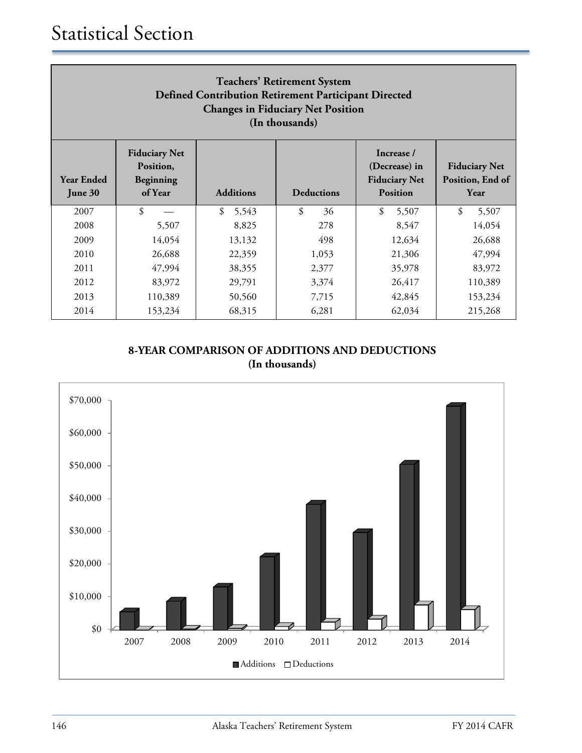# Statistical Section

**Teachers' Retirement System**
**Defined Contribution Retirement Participant Directed**
**Changes in Fiduciary Net Position**
**(In thousands)**

| Year Ended June 30 | Fiduciary Net Position, Beginning of Year | Additions | Deductions | Increase / (Decrease) in Fiduciary Net Position | Fiduciary Net Position, End of Year |
|---|---|---|---|---|---|
| 2007 | $ — | $ 5,543 | $ 36 | $ 5,507 | $ 5,507 |
| 2008 | 5,507 | 8,825 | 278 | 8,547 | 14,054 |
| 2009 | 14,054 | 13,132 | 498 | 12,634 | 26,688 |
| 2010 | 26,688 | 22,359 | 1,053 | 21,306 | 47,994 |
| 2011 | 47,994 | 38,355 | 2,377 | 35,978 | 83,972 |
| 2012 | 83,972 | 29,791 | 3,374 | 26,417 | 110,389 |
| 2013 | 110,389 | 50,560 | 7,715 | 42,845 | 153,234 |
| 2014 | 153,234 | 68,315 | 6,281 | 62,034 | 215,268 |

**8-YEAR COMPARISON OF ADDITIONS AND DEDUCTIONS**
**(In thousands)**

$70,000
$60,000
$50,000
$40,000
$30,000
$20,000
$10,000
$0

2007 2008 2009 2010 2011 2012 2013 2014

■ Additions □ Deductions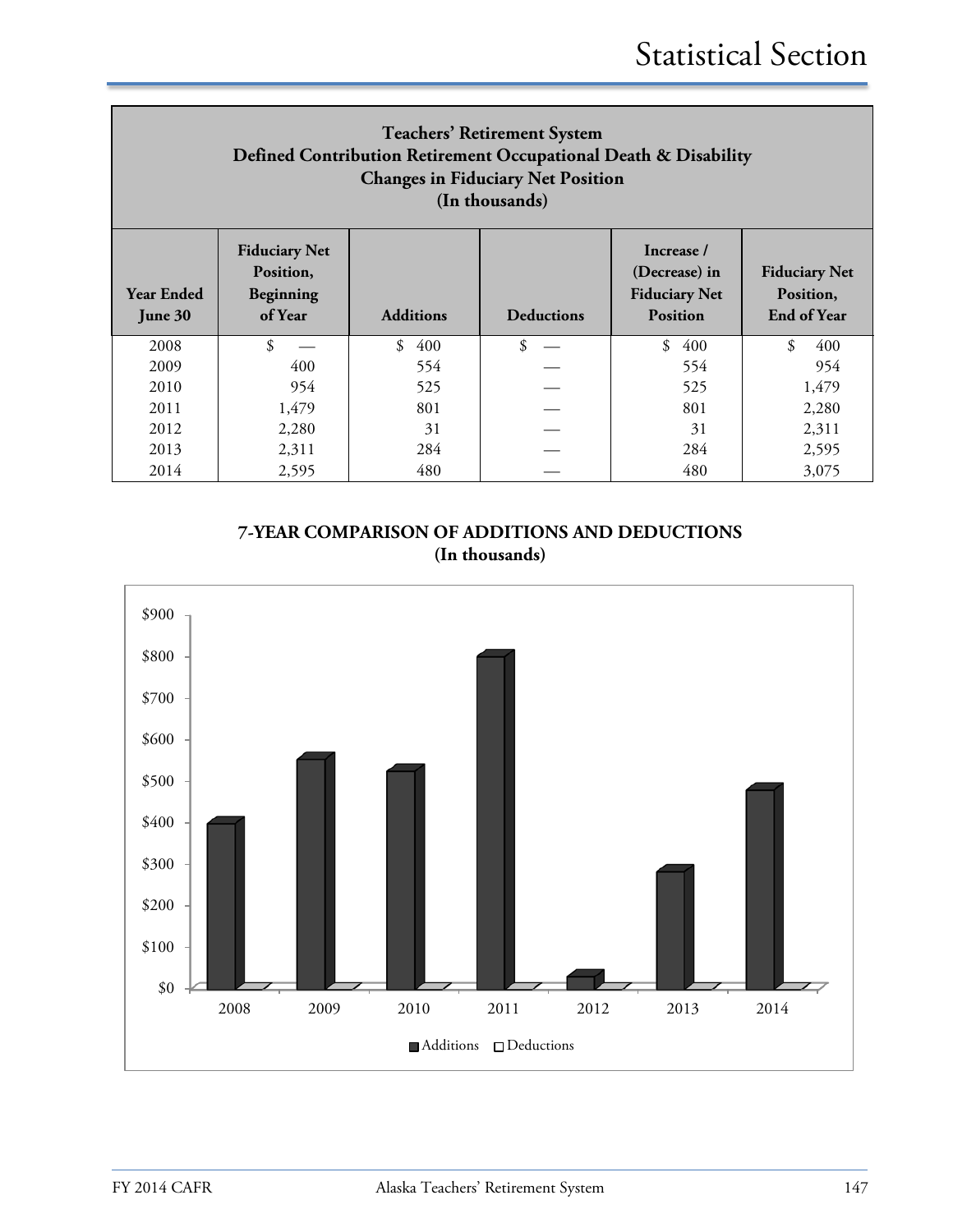# Statistical Section

## Teachers' Retirement System
## Defined Contribution Retirement Occupational Death & Disability
## Changes in Fiduciary Net Position
## (In thousands)

| Year Ended June 30 | Fiduciary Net Position, Beginning of Year | Additions | Deductions | Increase / (Decrease) in Fiduciary Net Position | Fiduciary Net Position, End of Year |
|---|---|---|---|---|---|
| 2008 | $ — | $ 400 | $ — | $ 400 | $ 400 |
| 2009 | 400 | 554 | — | 554 | 954 |
| 2010 | 954 | 525 | — | 525 | 1,479 |
| 2011 | 1,479 | 801 | — | 801 | 2,280 |
| 2012 | 2,280 | 31 | — | 31 | 2,311 |
| 2013 | 2,311 | 284 | — | 284 | 2,595 |
| 2014 | 2,595 | 480 | — | 480 | 3,075 |

**7-YEAR COMPARISON OF ADDITIONS AND DEDUCTIONS**
**(In thousands)**

$900
$800
$700
$600
$500
$400
$300
$200
$100
$0

2008 2009 2010 2011 2012 2013 2014

■ Additions □ Deductions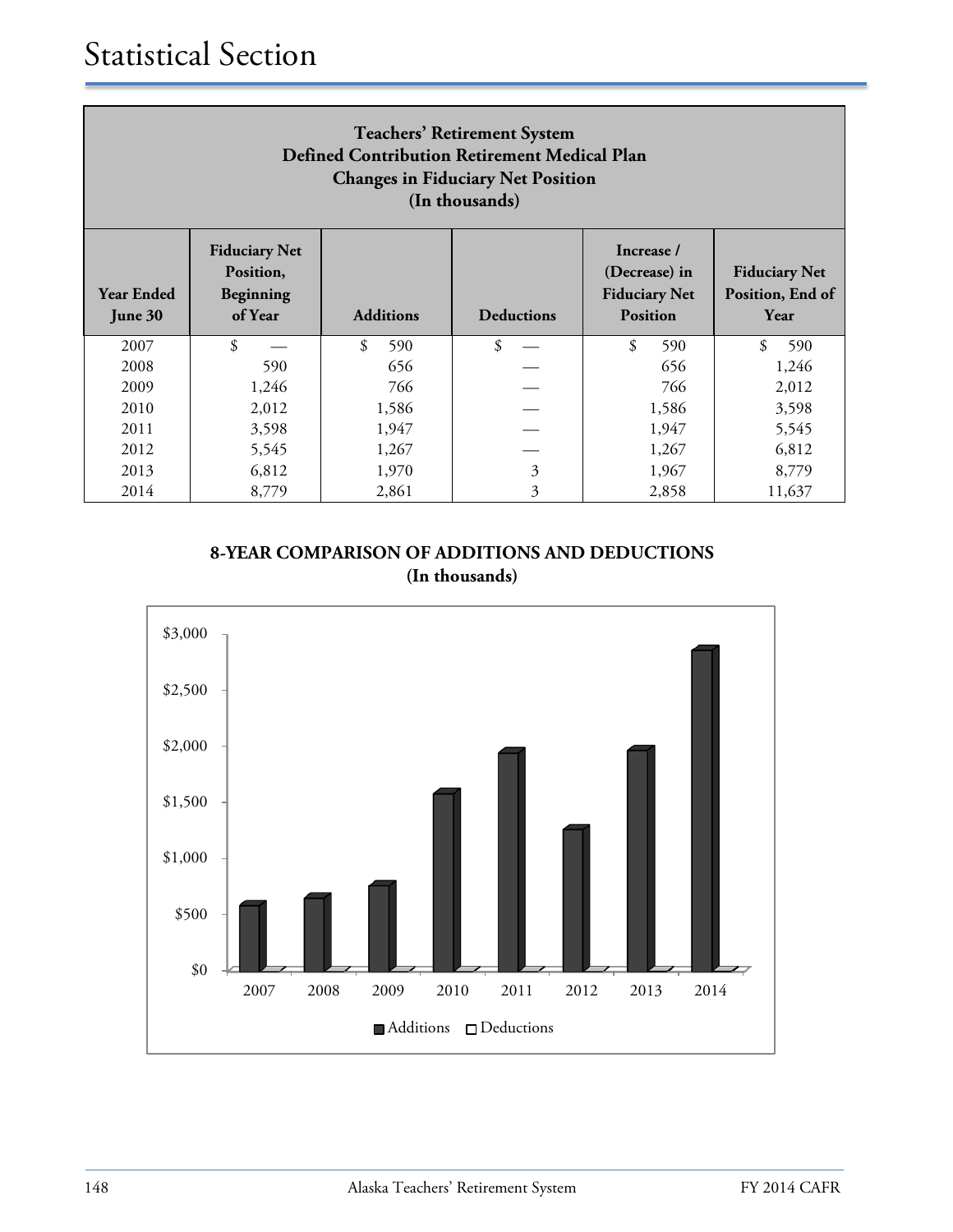# Statistical Section

**Teachers' Retirement System**
**Defined Contribution Retirement Medical Plan**
**Changes in Fiduciary Net Position**
**(In thousands)**

| Year Ended June 30 | Fiduciary Net Position, Beginning of Year | Additions | Deductions | Increase / (Decrease) in Fiduciary Net Position | Fiduciary Net Position, End of Year |
|---|---|---|---|---|---|
| 2007 | $ — | $ 590 | $ — | $ 590 | $ 590 |
| 2008 | 590 | 656 | — | 656 | 1,246 |
| 2009 | 1,246 | 766 | — | 766 | 2,012 |
| 2010 | 2,012 | 1,586 | — | 1,586 | 3,598 |
| 2011 | 3,598 | 1,947 | — | 1,947 | 5,545 |
| 2012 | 5,545 | 1,267 | — | 1,267 | 6,812 |
| 2013 | 6,812 | 1,970 | 3 | 1,967 | 8,779 |
| 2014 | 8,779 | 2,861 | 3 | 2,858 | 11,637 |

**8-YEAR COMPARISON OF ADDITIONS AND DEDUCTIONS**
**(In thousands)**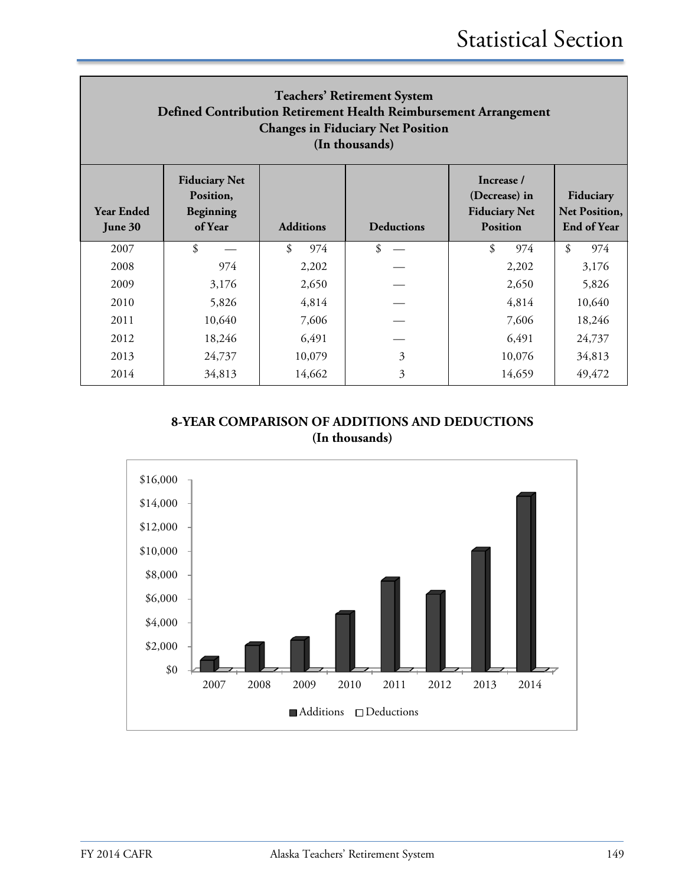## Teachers' Retirement System
## Defined Contribution Retirement Health Reimbursement Arrangement
## Changes in Fiduciary Net Position
## (In thousands)

| Year Ended June 30 | Fiduciary Net Position, Beginning of Year | Additions | Deductions | Increase / (Decrease) in Fiduciary Net Position | Fiduciary Net Position, End of Year |
|---|---|---|---|---|---|
| 2007 | $ — | $ 974 | $ — | $ 974 | $ 974 |
| 2008 | 974 | 2,202 | — | 2,202 | 3,176 |
| 2009 | 3,176 | 2,650 | — | 2,650 | 5,826 |
| 2010 | 5,826 | 4,814 | — | 4,814 | 10,640 |
| 2011 | 10,640 | 7,606 | — | 7,606 | 18,246 |
| 2012 | 18,246 | 6,491 | — | 6,491 | 24,737 |
| 2013 | 24,737 | 10,079 | 3 | 10,076 | 34,813 |
| 2014 | 34,813 | 14,662 | 3 | 14,659 | 49,472 |

**8-YEAR COMPARISON OF ADDITIONS AND DEDUCTIONS**
**(In thousands)**

| Year | Additions | Deductions |
|---|---|---|
| 2007 | 974 | — |
| 2008 | 2,202 | — |
| 2009 | 2,650 | — |
| 2010 | 4,814 | — |
| 2011 | 7,606 | — |
| 2012 | 6,491 | — |
| 2013 | 10,079 | 3 |
| 2014 | 14,662 | 3 |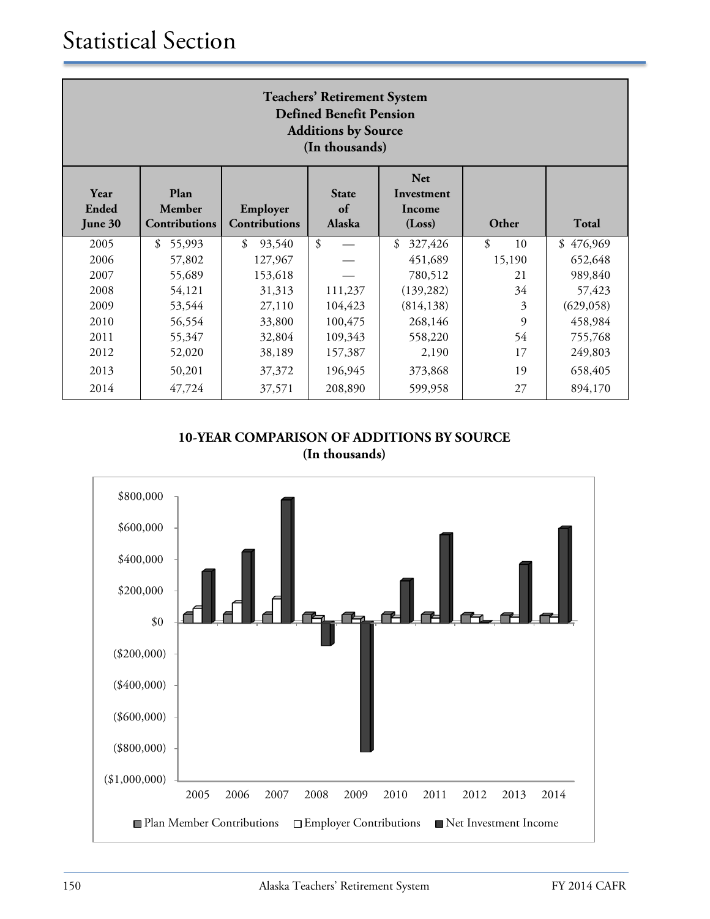# Statistical Section

**Teachers' Retirement System**
**Defined Benefit Pension**
**Additions by Source**
**(In thousands)**

| Year Ended June 30 | Plan Member Contributions | Employer Contributions | State of Alaska | Net Investment Income (Loss) | Other | Total |
|---|---|---|---|---|---|---|
| 2005 | $ 55,993 | $ 93,540 | $ — | $ 327,426 | $ 10 | $ 476,969 |
| 2006 | 57,802 | 127,967 | — | 451,689 | 15,190 | 652,648 |
| 2007 | 55,689 | 153,618 | — | 780,512 | 21 | 989,840 |
| 2008 | 54,121 | 31,313 | 111,237 | (139,282) | 34 | 57,423 |
| 2009 | 53,544 | 27,110 | 104,423 | (814,138) | 3 | (629,058) |
| 2010 | 56,554 | 33,800 | 100,475 | 268,146 | 9 | 458,984 |
| 2011 | 55,347 | 32,804 | 109,343 | 558,220 | 54 | 755,768 |
| 2012 | 52,020 | 38,189 | 157,387 | 2,190 | 17 | 249,803 |
| 2013 | 50,201 | 37,372 | 196,945 | 373,868 | 19 | 658,405 |
| 2014 | 47,724 | 37,571 | 208,890 | 599,958 | 27 | 894,170 |

**10-YEAR COMPARISON OF ADDITIONS BY SOURCE**
**(In thousands)**

Plan Member Contributions | Employer Contributions | Net Investment Income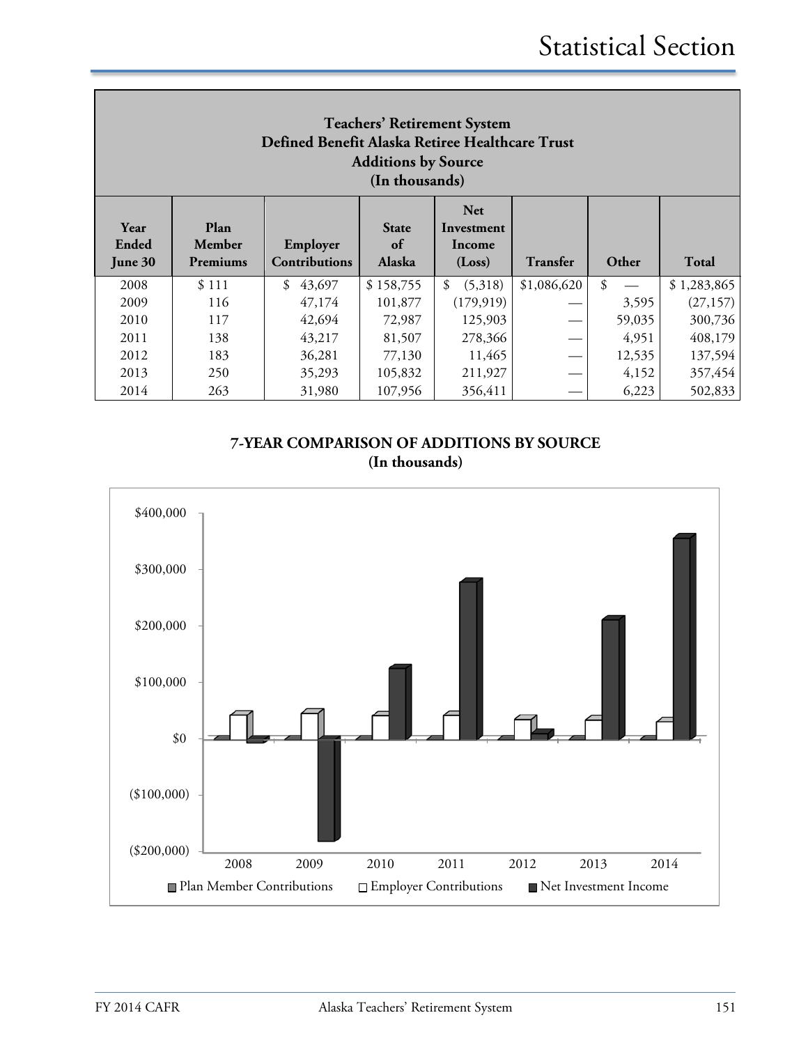**Teachers' Retirement System**
**Defined Benefit Alaska Retiree Healthcare Trust**
**Additions by Source**
**(In thousands)**

| Year Ended June 30 | Plan Member Premiums | Employer Contributions | State of Alaska | Net Investment Income (Loss) | Transfer | Other | Total |
|---|---|---|---|---|---|---|---|
| 2008 | $ 111 | $ 43,697 | $ 158,755 | $ (5,318) | $1,086,620 | $ — | $ 1,283,865 |
| 2009 | 116 | 47,174 | 101,877 | (179,919) | — | 3,595 | (27,157) |
| 2010 | 117 | 42,694 | 72,987 | 125,903 | — | 59,035 | 300,736 |
| 2011 | 138 | 43,217 | 81,507 | 278,366 | — | 4,951 | 408,179 |
| 2012 | 183 | 36,281 | 77,130 | 11,465 | — | 12,535 | 137,594 |
| 2013 | 250 | 35,293 | 105,832 | 211,927 | — | 4,152 | 357,454 |
| 2014 | 263 | 31,980 | 107,956 | 356,411 | — | 6,223 | 502,833 |

**7-YEAR COMPARISON OF ADDITIONS BY SOURCE**
**(In thousands)**

$400,000
$300,000
$200,000
$100,000
$0
($100,000)
($200,000)

2008 2009 2010 2011 2012 2013 2014

Plan Member Contributions | Employer Contributions | Net Investment Income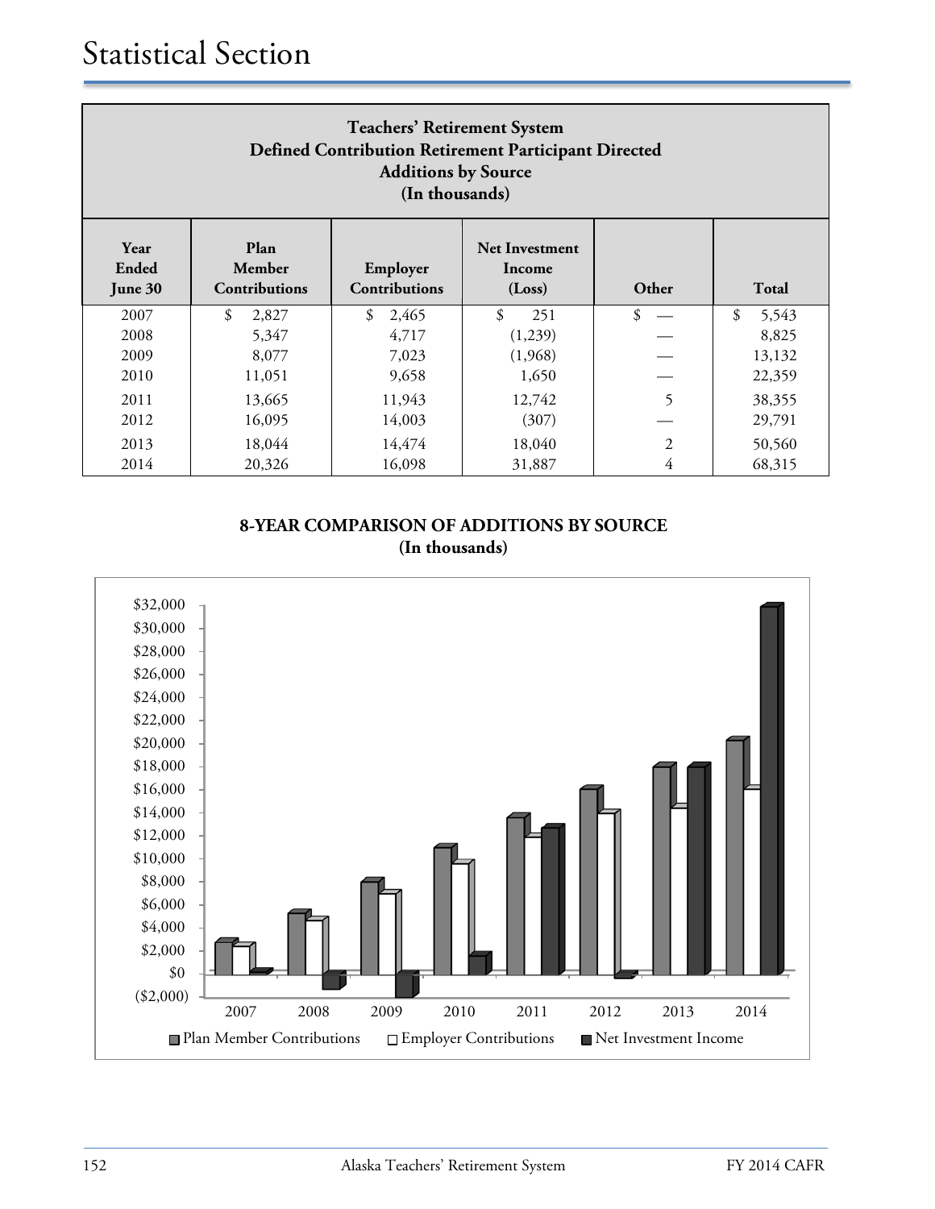# Statistical Section

| **Teachers' Retirement System**<br>**Defined Contribution Retirement Participant Directed**<br>**Additions by Source**<br>**(In thousands)** | | | | | |
|---|---|---|---|---|---|
| **Year Ended June 30** | **Plan Member Contributions** | **Employer Contributions** | **Net Investment Income (Loss)** | **Other** | **Total** |
| 2007 | $ 2,827 | $ 2,465 | $ 251 | $ — | $ 5,543 |
| 2008 | 5,347 | 4,717 | (1,239) | — | 8,825 |
| 2009 | 8,077 | 7,023 | (1,968) | — | 13,132 |
| 2010 | 11,051 | 9,658 | 1,650 | — | 22,359 |
| 2011 | 13,665 | 11,943 | 12,742 | 5 | 38,355 |
| 2012 | 16,095 | 14,003 | (307) | — | 29,791 |
| 2013 | 18,044 | 14,474 | 18,040 | 2 | 50,560 |
| 2014 | 20,326 | 16,098 | 31,887 | 4 | 68,315 |

**8-YEAR COMPARISON OF ADDITIONS BY SOURCE**
**(In thousands)**

| Year | Plan Member Contributions | Employer Contributions | Net Investment Income |
|---|---|---|---|
| 2007 | 2,827 | 2,465 | 251 |
| 2008 | 5,347 | 4,717 | (1,239) |
| 2009 | 8,077 | 7,023 | (1,968) |
| 2010 | 11,051 | 9,658 | 1,650 |
| 2011 | 13,665 | 11,943 | 12,742 |
| 2012 | 16,095 | 14,003 | (307) |
| 2013 | 18,044 | 14,474 | 18,040 |
| 2014 | 20,326 | 16,098 | 31,887 |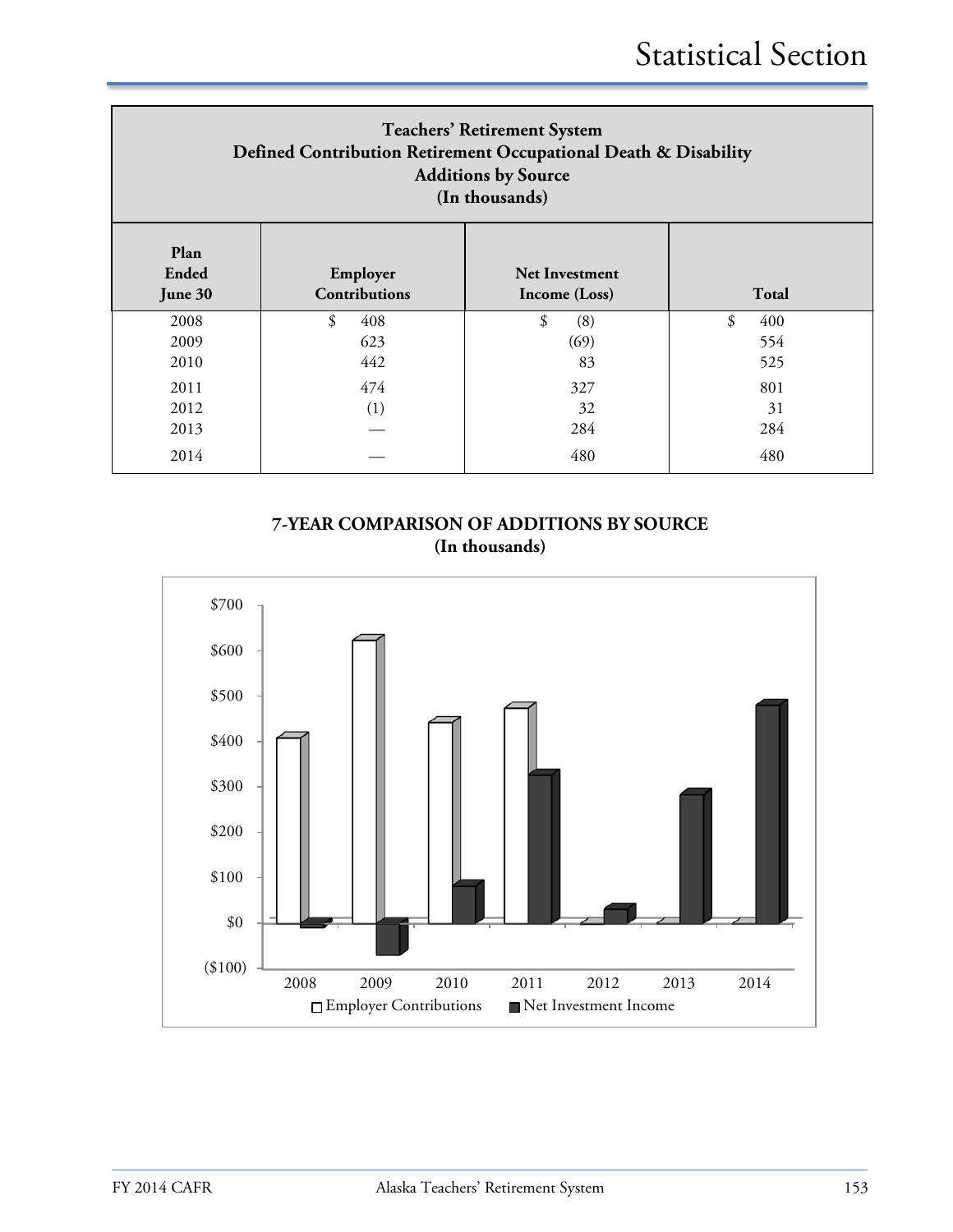## Teachers' Retirement System
## Defined Contribution Retirement Occupational Death & Disability
## Additions by Source
## (In thousands)

| Plan Ended June 30 | Employer Contributions | Net Investment Income (Loss) | Total |
|---|---|---|---|
| 2008 | $ 408 | $ (8) | $ 400 |
| 2009 | 623 | (69) | 554 |
| 2010 | 442 | 83 | 525 |
| 2011 | 474 | 327 | 801 |
| 2012 | (1) | 32 | 31 |
| 2013 | — | 284 | 284 |
| 2014 | — | 480 | 480 |

**7-YEAR COMPARISON OF ADDITIONS BY SOURCE**
**(In thousands)**

| Year | Employer Contributions | Net Investment Income |
|---|---|---|
| 2008 | $408 | ($8) |
| 2009 | $623 | ($69) |
| 2010 | $442 | $83 |
| 2011 | $474 | $327 |
| 2012 | ($1) | $32 |
| 2013 | — | $284 |
| 2014 | — | $480 |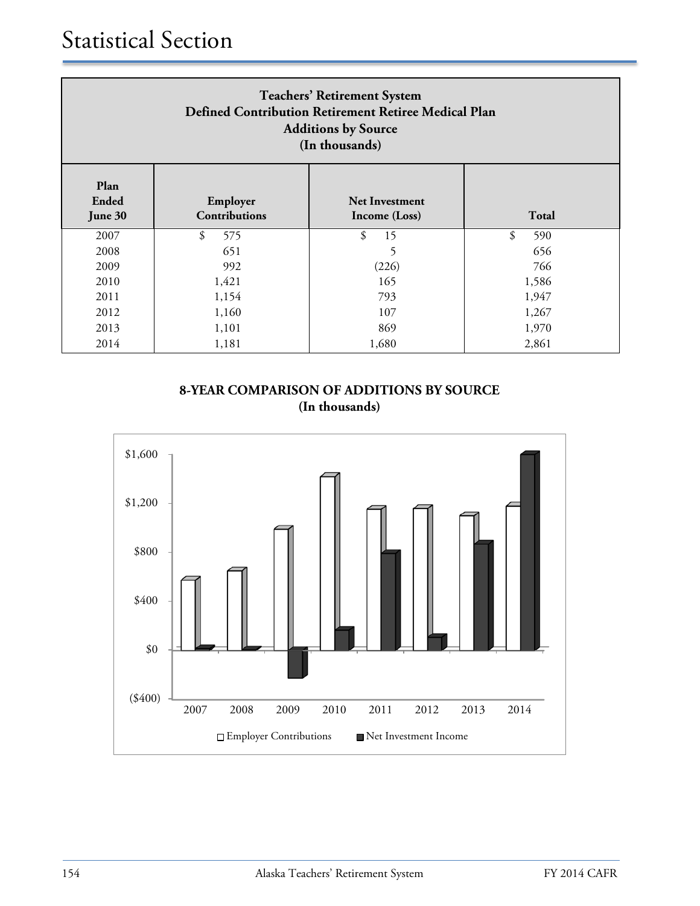# Statistical Section

| Teachers' Retirement System<br>Defined Contribution Retirement Retiree Medical Plan<br>Additions by Source<br>(In thousands) | | | |
|---|---|---|---|
| **Plan Ended June 30** | **Employer Contributions** | **Net Investment Income (Loss)** | **Total** |
| 2007 | $ 575 | $ 15 | $ 590 |
| 2008 | 651 | 5 | 656 |
| 2009 | 992 | (226) | 766 |
| 2010 | 1,421 | 165 | 1,586 |
| 2011 | 1,154 | 793 | 1,947 |
| 2012 | 1,160 | 107 | 1,267 |
| 2013 | 1,101 | 869 | 1,970 |
| 2014 | 1,181 | 1,680 | 2,861 |

**8-YEAR COMPARISON OF ADDITIONS BY SOURCE**
**(In thousands)**

$1,600
$1,200
$800
$400
$0
($400)

2007 2008 2009 2010 2011 2012 2013 2014

□ Employer Contributions ■ Net Investment Income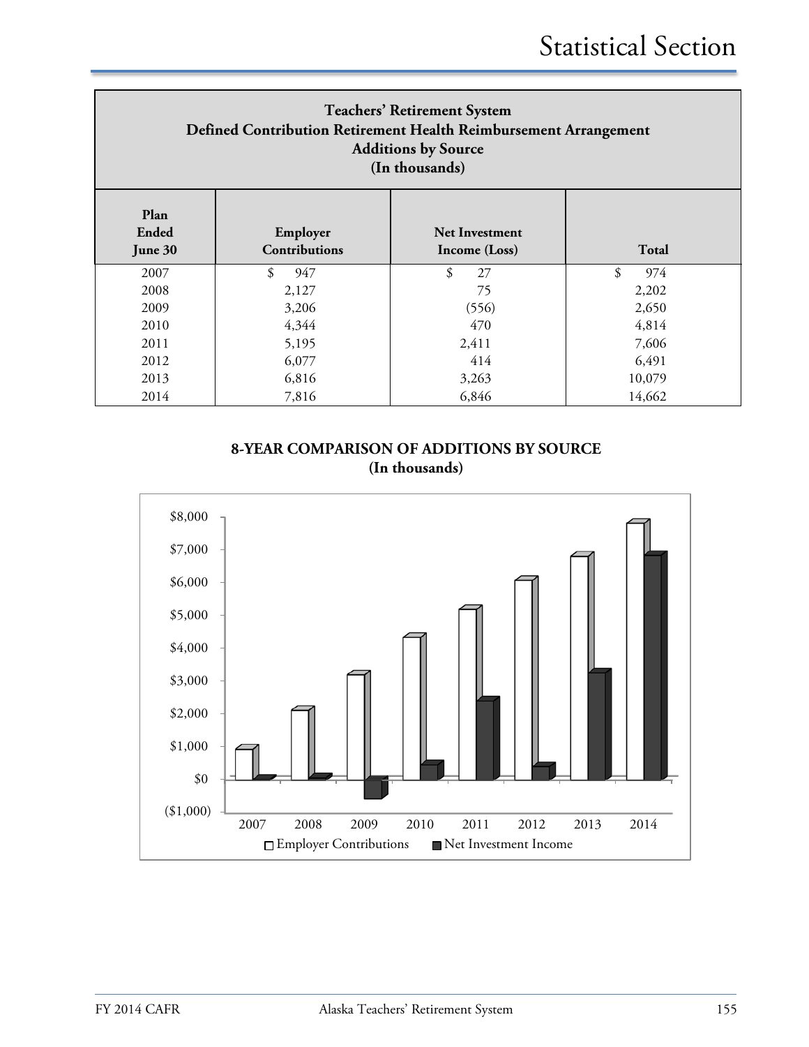## Teachers' Retirement System
## Defined Contribution Retirement Health Reimbursement Arrangement
## Additions by Source
## (In thousands)

| Plan Ended June 30 | Employer Contributions | Net Investment Income (Loss) | Total |
|---|---|---|---|
| 2007 | $ 947 | $ 27 | $ 974 |
| 2008 | 2,127 | 75 | 2,202 |
| 2009 | 3,206 | (556) | 2,650 |
| 2010 | 4,344 | 470 | 4,814 |
| 2011 | 5,195 | 2,411 | 7,606 |
| 2012 | 6,077 | 414 | 6,491 |
| 2013 | 6,816 | 3,263 | 10,079 |
| 2014 | 7,816 | 6,846 | 14,662 |

**8-YEAR COMPARISON OF ADDITIONS BY SOURCE**
**(In thousands)**

$8,000
$7,000
$6,000
$5,000
$4,000
$3,000
$2,000
$1,000
$0
($1,000)

2007 2008 2009 2010 2011 2012 2013 2014

□ Employer Contributions ■ Net Investment Income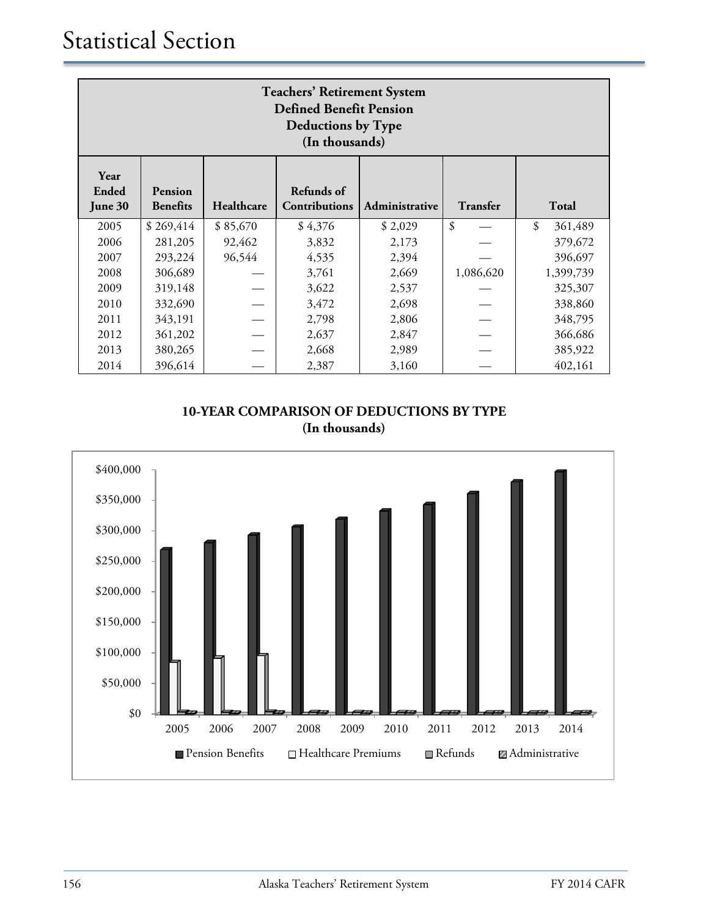# Statistical Section

| Teachers' Retirement System Defined Benefit Pension Deductions by Type (In thousands) | | | | | | |
|---|---|---|---|---|---|---|
| Year Ended June 30 | Pension Benefits | Healthcare | Refunds of Contributions | Administrative | Transfer | Total |
| 2005 | $ 269,414 | $ 85,670 | $ 4,376 | $ 2,029 | $ — | $ 361,489 |
| 2006 | 281,205 | 92,462 | 3,832 | 2,173 | — | 379,672 |
| 2007 | 293,224 | 96,544 | 4,535 | 2,394 | — | 396,697 |
| 2008 | 306,689 | — | 3,761 | 2,669 | 1,086,620 | 1,399,739 |
| 2009 | 319,148 | — | 3,622 | 2,537 | — | 325,307 |
| 2010 | 332,690 | — | 3,472 | 2,698 | — | 338,860 |
| 2011 | 343,191 | — | 2,798 | 2,806 | — | 348,795 |
| 2012 | 361,202 | — | 2,637 | 2,847 | — | 366,686 |
| 2013 | 380,265 | — | 2,668 | 2,989 | — | 385,922 |
| 2014 | 396,614 | — | 2,387 | 3,160 | — | 402,161 |

**10-YEAR COMPARISON OF DEDUCTIONS BY TYPE**
**(In thousands)**

$400,000
$350,000
$300,000
$250,000
$200,000
$150,000
$100,000
$50,000
$0

2005 2006 2007 2008 2009 2010 2011 2012 2013 2014

Pension Benefits | Healthcare Premiums | Refunds | Administrative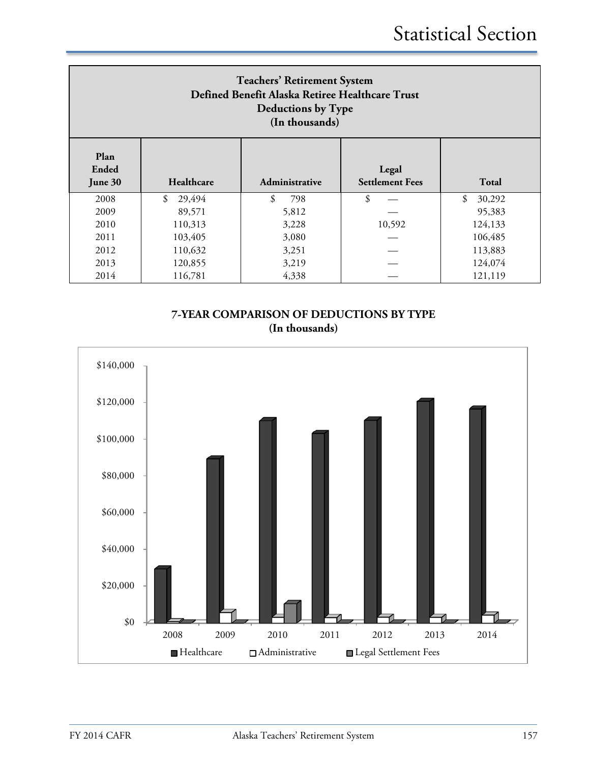# Statistical Section

## Teachers' Retirement System
## Defined Benefit Alaska Retiree Healthcare Trust
## Deductions by Type
## (In thousands)

| Plan Ended June 30 | Healthcare | Administrative | Legal Settlement Fees | Total |
|---|---|---|---|---|
| 2008 | $ 29,494 | $ 798 | $ — | $ 30,292 |
| 2009 | 89,571 | 5,812 | — | 95,383 |
| 2010 | 110,313 | 3,228 | 10,592 | 124,133 |
| 2011 | 103,405 | 3,080 | — | 106,485 |
| 2012 | 110,632 | 3,251 | — | 113,883 |
| 2013 | 120,855 | 3,219 | — | 124,074 |
| 2014 | 116,781 | 4,338 | — | 121,119 |

**7-YEAR COMPARISON OF DEDUCTIONS BY TYPE**
**(In thousands)**

$140,000
$120,000
$100,000
$80,000
$60,000
$40,000
$20,000
$0

2008 2009 2010 2011 2012 2013 2014

Healthcare Administrative Legal Settlement Fees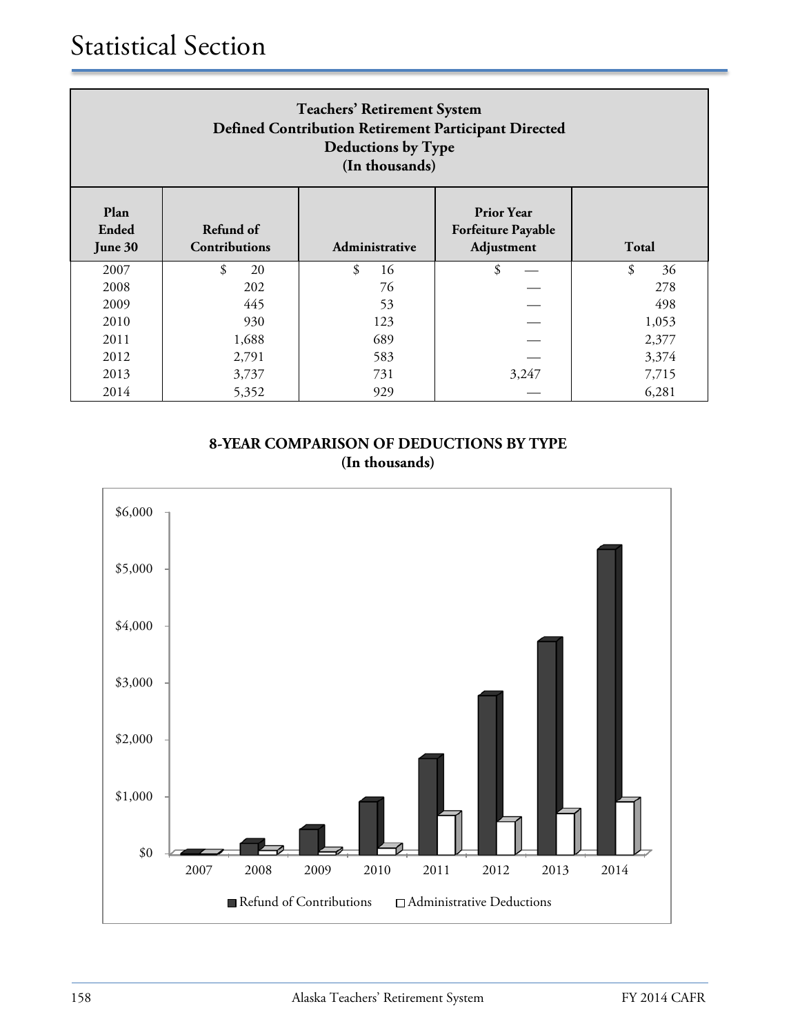# Statistical Section

| Teachers' Retirement System<br>Defined Contribution Retirement Participant Directed<br>Deductions by Type<br>(In thousands) | | | | |
|---|---|---|---|---|
| **Plan Ended June 30** | **Refund of Contributions** | **Administrative** | **Prior Year Forfeiture Payable Adjustment** | **Total** |
| 2007 | $ 20 | $ 16 | $ — | $ 36 |
| 2008 | 202 | 76 | — | 278 |
| 2009 | 445 | 53 | — | 498 |
| 2010 | 930 | 123 | — | 1,053 |
| 2011 | 1,688 | 689 | — | 2,377 |
| 2012 | 2,791 | 583 | — | 3,374 |
| 2013 | 3,737 | 731 | 3,247 | 7,715 |
| 2014 | 5,352 | 929 | — | 6,281 |

**8-YEAR COMPARISON OF DEDUCTIONS BY TYPE**
**(In thousands)**

| Year | Refund of Contributions | Administrative Deductions |
|---|---|---|
| 2007 | 20 | 16 |
| 2008 | 202 | 76 |
| 2009 | 445 | 53 |
| 2010 | 930 | 123 |
| 2011 | 1,688 | 689 |
| 2012 | 2,791 | 583 |
| 2013 | 3,737 | 731 |
| 2014 | 5,352 | 929 |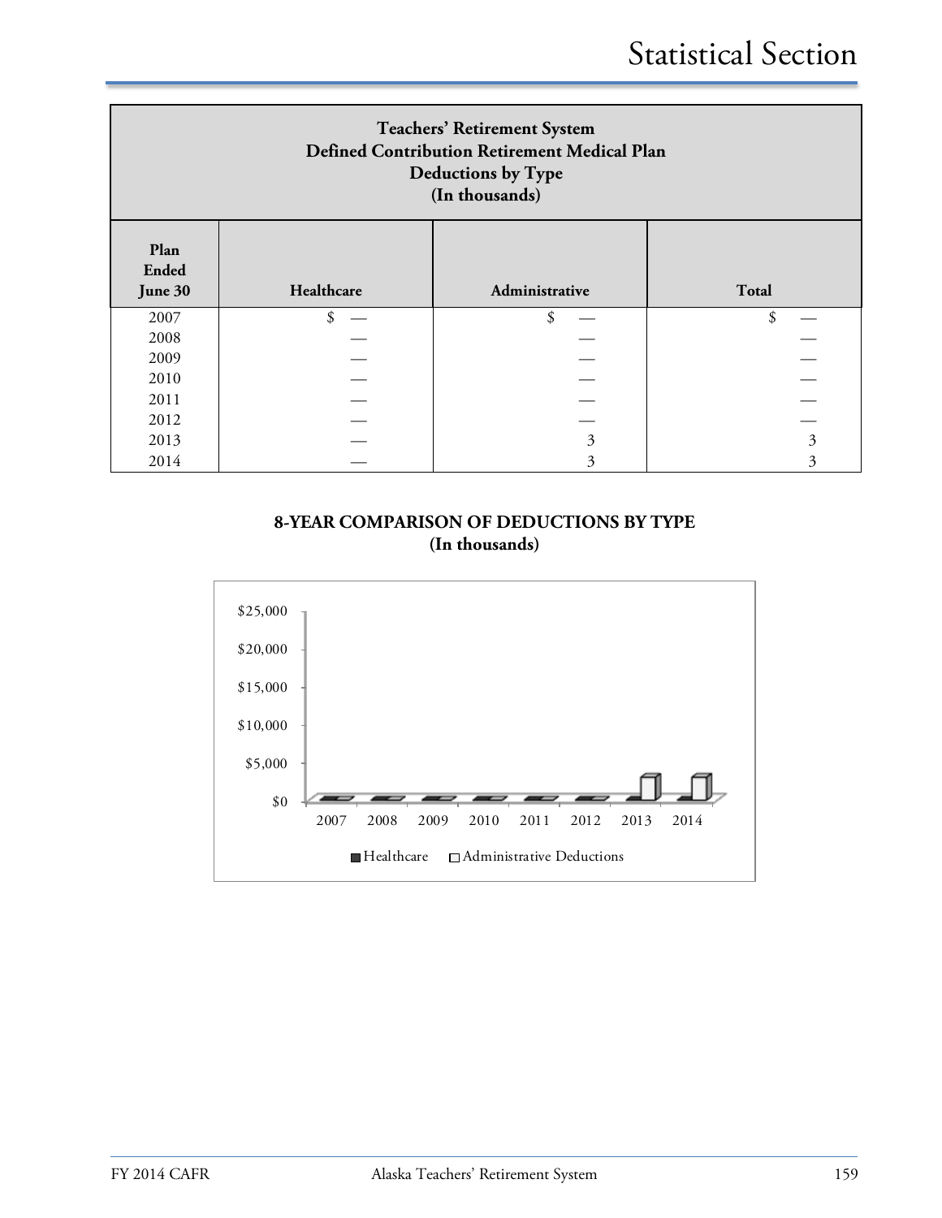# Teachers' Retirement System
## Defined Contribution Retirement Medical Plan
## Deductions by Type
## (In thousands)

| Plan Ended June 30 | Healthcare | Administrative | Total |
|---|---|---|---|
| 2007 | $ — | $ — | $ — |
| 2008 | — | — | — |
| 2009 | — | — | — |
| 2010 | — | — | — |
| 2011 | — | — | — |
| 2012 | — | — | — |
| 2013 | — | 3 | 3 |
| 2014 | — | 3 | 3 |

**8-YEAR COMPARISON OF DEDUCTIONS BY TYPE**
**(In thousands)**

$25,000
$20,000
$15,000
$10,000
$5,000
$0

2007 2008 2009 2010 2011 2012 2013 2014

■ Healthcare □ Administrative Deductions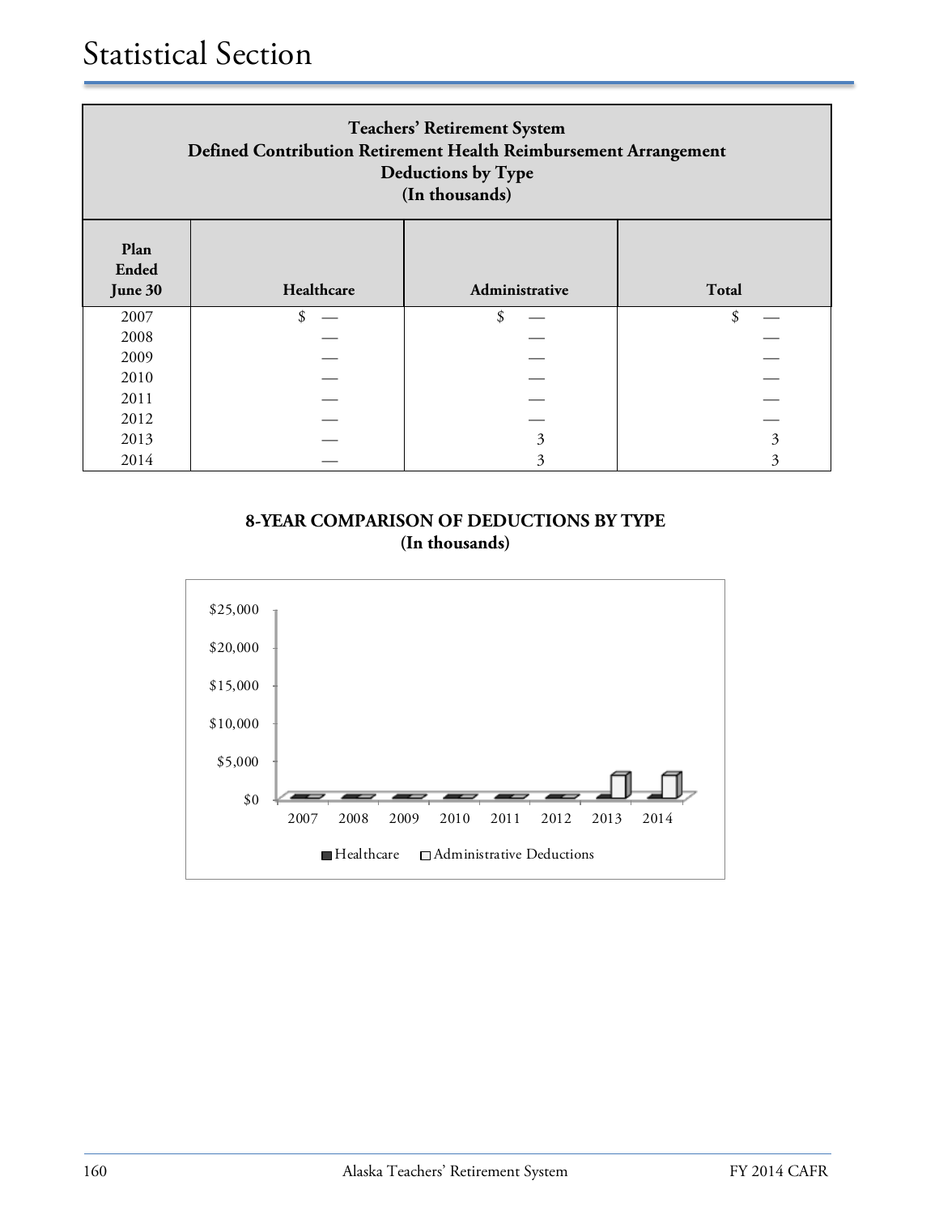# Statistical Section

| Teachers' Retirement System<br>Defined Contribution Retirement Health Reimbursement Arrangement<br>Deductions by Type<br>(In thousands) | | | |
|---|---|---|---|
| **Plan Ended June 30** | **Healthcare** | **Administrative** | **Total** |
| 2007 | $ — | $ — | $ — |
| 2008 | — | — | — |
| 2009 | — | — | — |
| 2010 | — | — | — |
| 2011 | — | — | — |
| 2012 | — | — | — |
| 2013 | — | 3 | 3 |
| 2014 | — | 3 | 3 |

**8-YEAR COMPARISON OF DEDUCTIONS BY TYPE**
**(In thousands)**

$25,000
$20,000
$15,000
$10,000
$5,000
$0

2007 2008 2009 2010 2011 2012 2013 2014

■ Healthcare □ Administrative Deductions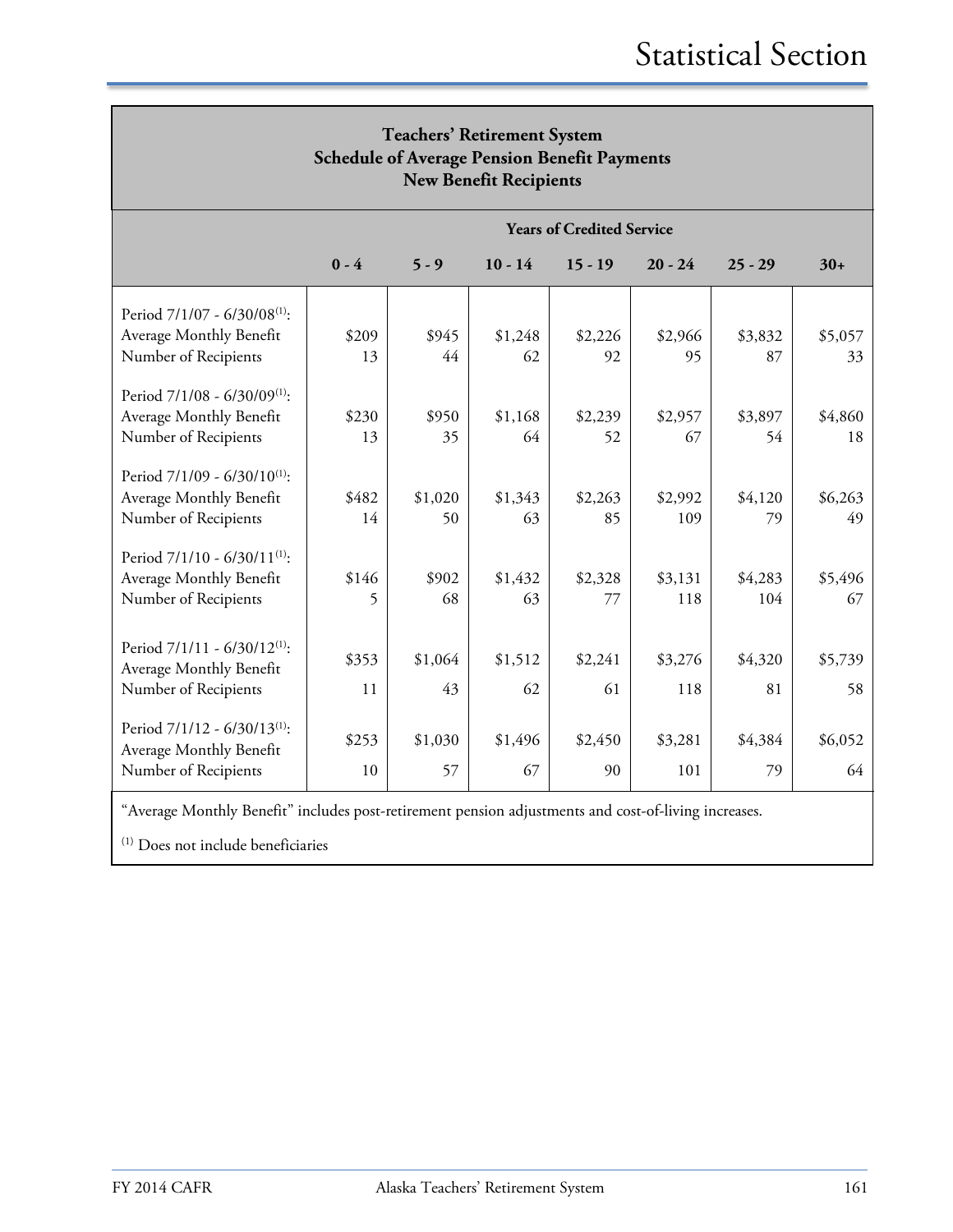## Teachers' Retirement System
## Schedule of Average Pension Benefit Payments
## New Benefit Recipients

| | Years of Credited Service | | | | | | |
|---|---|---|---|---|---|---|---|
| | 0 - 4 | 5 - 9 | 10 - 14 | 15 - 19 | 20 - 24 | 25 - 29 | 30+ |
| Period 7/1/07 - 6/30/08[1]: | | | | | | | |
| Average Monthly Benefit | $209 | $945 | $1,248 | $2,226 | $2,966 | $3,832 | $5,057 |
| Number of Recipients | 13 | 44 | 62 | 92 | 95 | 87 | 33 |
| Period 7/1/08 - 6/30/09[1]: | | | | | | | |
| Average Monthly Benefit | $230 | $950 | $1,168 | $2,239 | $2,957 | $3,897 | $4,860 |
| Number of Recipients | 13 | 35 | 64 | 52 | 67 | 54 | 18 |
| Period 7/1/09 - 6/30/10[1]: | | | | | | | |
| Average Monthly Benefit | $482 | $1,020 | $1,343 | $2,263 | $2,992 | $4,120 | $6,263 |
| Number of Recipients | 14 | 50 | 63 | 85 | 109 | 79 | 49 |
| Period 7/1/10 - 6/30/11[1]: | | | | | | | |
| Average Monthly Benefit | $146 | $902 | $1,432 | $2,328 | $3,131 | $4,283 | $5,496 |
| Number of Recipients | 5 | 68 | 63 | 77 | 118 | 104 | 67 |
| Period 7/1/11 - 6/30/12[1]: | | | | | | | |
| Average Monthly Benefit | $353 | $1,064 | $1,512 | $2,241 | $3,276 | $4,320 | $5,739 |
| Number of Recipients | 11 | 43 | 62 | 61 | 118 | 81 | 58 |
| Period 7/1/12 - 6/30/13[1]: | | | | | | | |
| Average Monthly Benefit | $253 | $1,030 | $1,496 | $2,450 | $3,281 | $4,384 | $6,052 |
| Number of Recipients | 10 | 57 | 67 | 90 | 101 | 79 | 64 |

"Average Monthly Benefit" includes post-retirement pension adjustments and cost-of-living increases.

[1] Does not include beneficiaries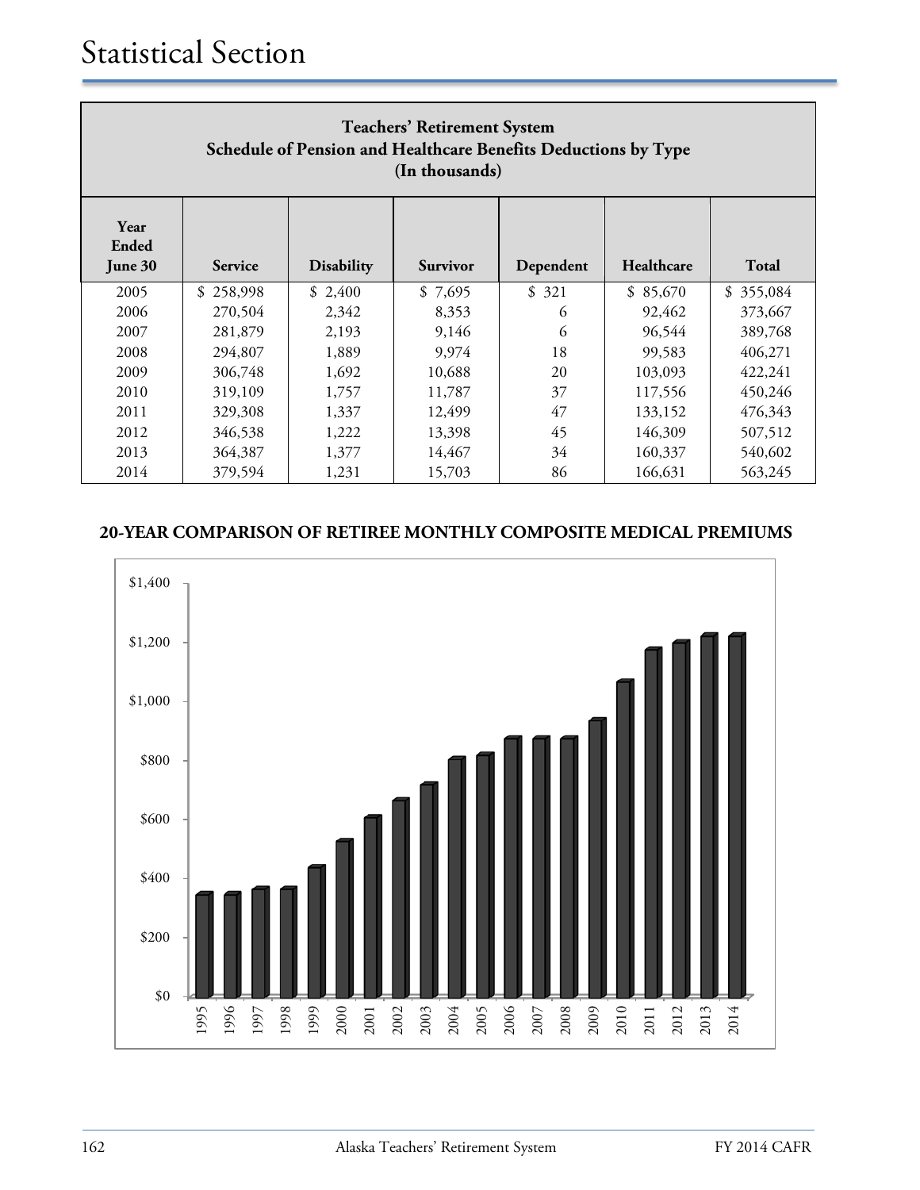# Statistical Section

| Teachers' Retirement System<br>Schedule of Pension and Healthcare Benefits Deductions by Type<br>(In thousands) | | | | | | |
|---|---|---|---|---|---|---|
| **Year Ended June 30** | **Service** | **Disability** | **Survivor** | **Dependent** | **Healthcare** | **Total** |
| 2005 | $ 258,998 | $ 2,400 | $ 7,695 | $ 321 | $ 85,670 | $ 355,084 |
| 2006 | 270,504 | 2,342 | 8,353 | 6 | 92,462 | 373,667 |
| 2007 | 281,879 | 2,193 | 9,146 | 6 | 96,544 | 389,768 |
| 2008 | 294,807 | 1,889 | 9,974 | 18 | 99,583 | 406,271 |
| 2009 | 306,748 | 1,692 | 10,688 | 20 | 103,093 | 422,241 |
| 2010 | 319,109 | 1,757 | 11,787 | 37 | 117,556 | 450,246 |
| 2011 | 329,308 | 1,337 | 12,499 | 47 | 133,152 | 476,343 |
| 2012 | 346,538 | 1,222 | 13,398 | 45 | 146,309 | 507,512 |
| 2013 | 364,387 | 1,377 | 14,467 | 34 | 160,337 | 540,602 |
| 2014 | 379,594 | 1,231 | 15,703 | 86 | 166,631 | 563,245 |

**20-YEAR COMPARISON OF RETIREE MONTHLY COMPOSITE MEDICAL PREMIUMS**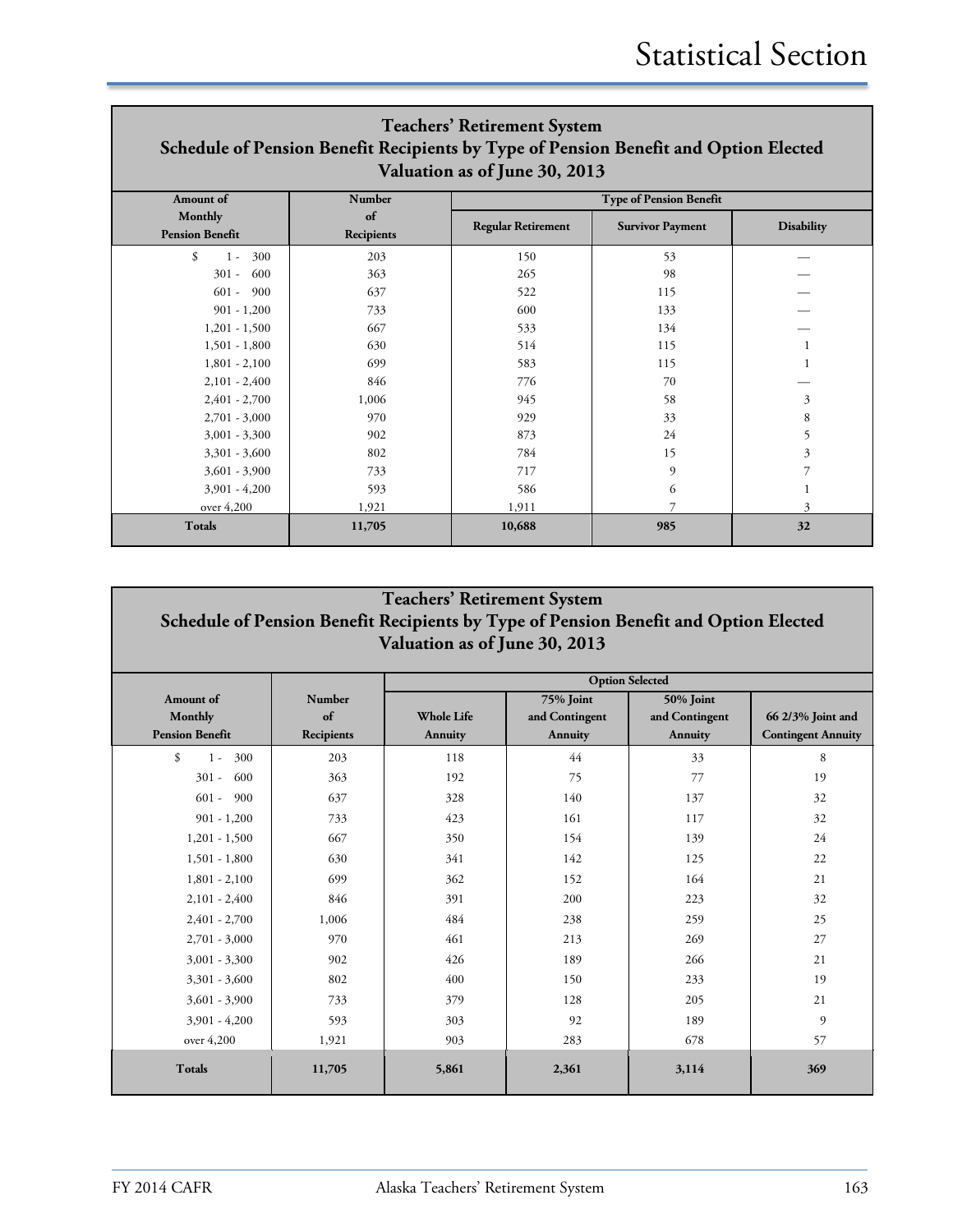## Teachers' Retirement System
### Schedule of Pension Benefit Recipients by Type of Pension Benefit and Option Elected
### Valuation as of June 30, 2013

| Amount of Monthly Pension Benefit | Number of Recipients | Type of Pension Benefit | | |
|---|---|---|---|---|
| | | Regular Retirement | Survivor Payment | Disability |
| $ 1 - 300 | 203 | 150 | 53 | — |
| 301 - 600 | 363 | 265 | 98 | — |
| 601 - 900 | 637 | 522 | 115 | — |
| 901 - 1,200 | 733 | 600 | 133 | — |
| 1,201 - 1,500 | 667 | 533 | 134 | — |
| 1,501 - 1,800 | 630 | 514 | 115 | 1 |
| 1,801 - 2,100 | 699 | 583 | 115 | 1 |
| 2,101 - 2,400 | 846 | 776 | 70 | — |
| 2,401 - 2,700 | 1,006 | 945 | 58 | 3 |
| 2,701 - 3,000 | 970 | 929 | 33 | 8 |
| 3,001 - 3,300 | 902 | 873 | 24 | 5 |
| 3,301 - 3,600 | 802 | 784 | 15 | 3 |
| 3,601 - 3,900 | 733 | 717 | 9 | 7 |
| 3,901 - 4,200 | 593 | 586 | 6 | 1 |
| over 4,200 | 1,921 | 1,911 | 7 | 3 |
| **Totals** | **11,705** | **10,688** | **985** | **32** |

## Teachers' Retirement System
### Schedule of Pension Benefit Recipients by Type of Pension Benefit and Option Elected
### Valuation as of June 30, 2013

| Amount of Monthly Pension Benefit | Number of Recipients | Option Selected | | | |
|---|---|---|---|---|---|
| | | Whole Life Annuity | 75% Joint and Contingent Annuity | 50% Joint and Contingent Annuity | 66 2/3% Joint and Contingent Annuity |
| $ 1 - 300 | 203 | 118 | 44 | 33 | 8 |
| 301 - 600 | 363 | 192 | 75 | 77 | 19 |
| 601 - 900 | 637 | 328 | 140 | 137 | 32 |
| 901 - 1,200 | 733 | 423 | 161 | 117 | 32 |
| 1,201 - 1,500 | 667 | 350 | 154 | 139 | 24 |
| 1,501 - 1,800 | 630 | 341 | 142 | 125 | 22 |
| 1,801 - 2,100 | 699 | 362 | 152 | 164 | 21 |
| 2,101 - 2,400 | 846 | 391 | 200 | 223 | 32 |
| 2,401 - 2,700 | 1,006 | 484 | 238 | 259 | 25 |
| 2,701 - 3,000 | 970 | 461 | 213 | 269 | 27 |
| 3,001 - 3,300 | 902 | 426 | 189 | 266 | 21 |
| 3,301 - 3,600 | 802 | 400 | 150 | 233 | 19 |
| 3,601 - 3,900 | 733 | 379 | 128 | 205 | 21 |
| 3,901 - 4,200 | 593 | 303 | 92 | 189 | 9 |
| over 4,200 | 1,921 | 903 | 283 | 678 | 57 |
| **Totals** | **11,705** | **5,861** | **2,361** | **3,114** | **369** |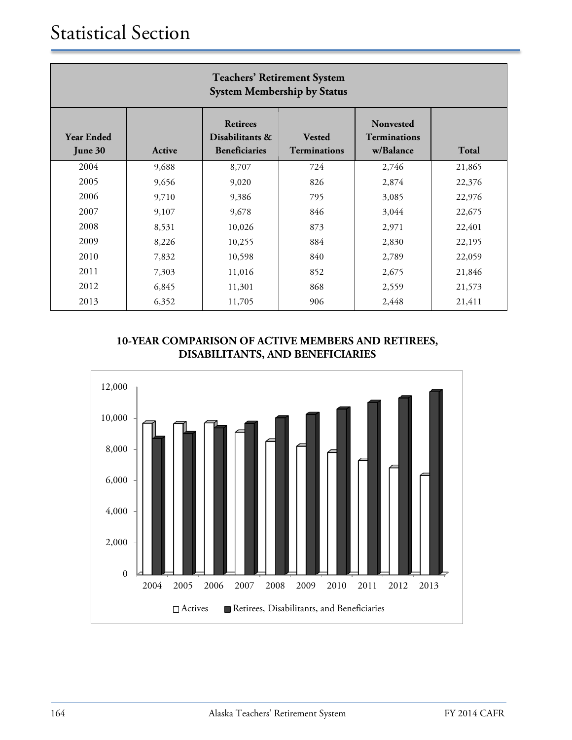# Statistical Section

| Teachers' Retirement System<br>System Membership by Status | | | | | |
|---|---|---|---|---|---|
| **Year Ended June 30** | **Active** | **Retirees Disabilitants & Beneficiaries** | **Vested Terminations** | **Nonvested Terminations w/Balance** | **Total** |
| 2004 | 9,688 | 8,707 | 724 | 2,746 | 21,865 |
| 2005 | 9,656 | 9,020 | 826 | 2,874 | 22,376 |
| 2006 | 9,710 | 9,386 | 795 | 3,085 | 22,976 |
| 2007 | 9,107 | 9,678 | 846 | 3,044 | 22,675 |
| 2008 | 8,531 | 10,026 | 873 | 2,971 | 22,401 |
| 2009 | 8,226 | 10,255 | 884 | 2,830 | 22,195 |
| 2010 | 7,832 | 10,598 | 840 | 2,789 | 22,059 |
| 2011 | 7,303 | 11,016 | 852 | 2,675 | 21,846 |
| 2012 | 6,845 | 11,301 | 868 | 2,559 | 21,573 |
| 2013 | 6,352 | 11,705 | 906 | 2,448 | 21,411 |

**10-YEAR COMPARISON OF ACTIVE MEMBERS AND RETIREES, DISABILITANTS, AND BENEFICIARIES**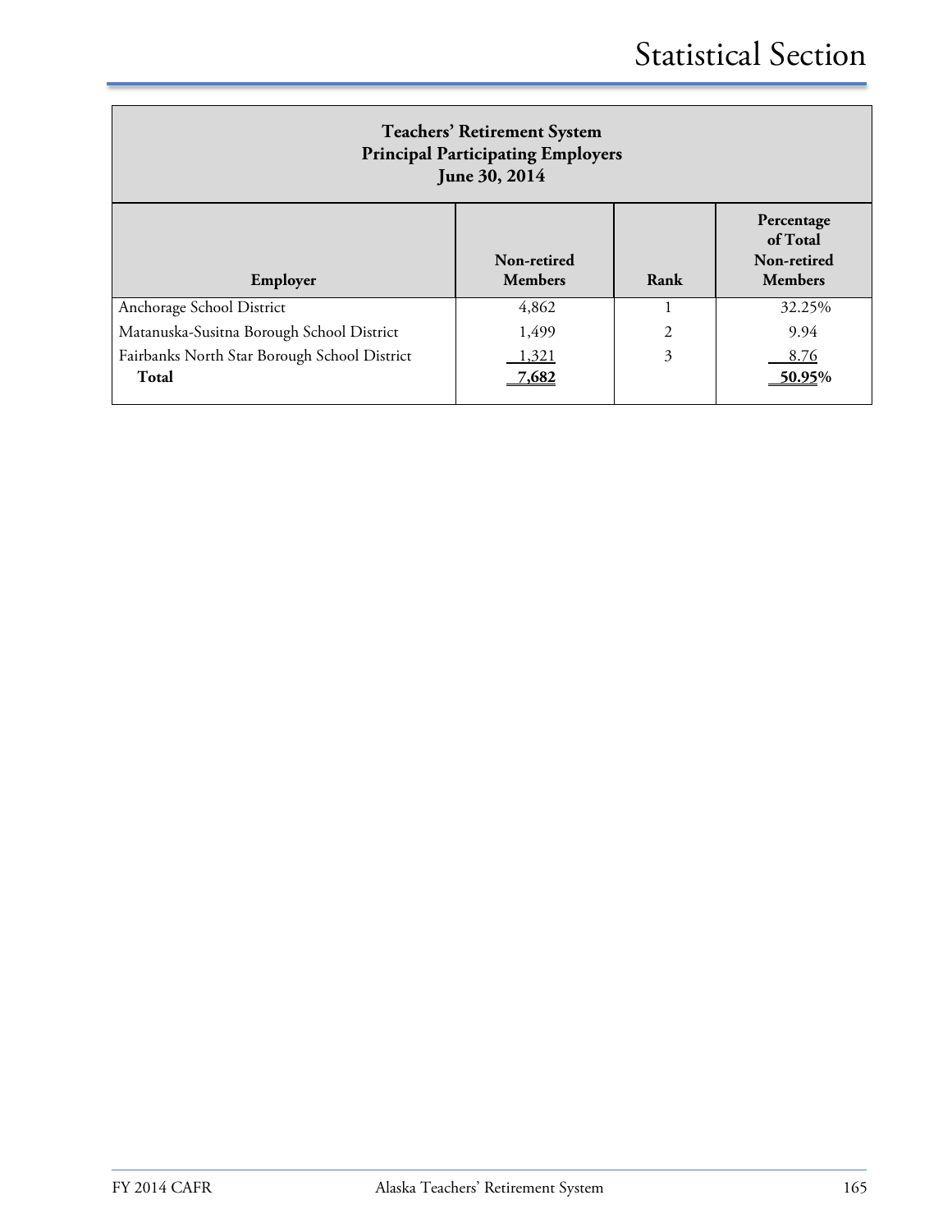**Teachers' Retirement System**
**Principal Participating Employers**
**June 30, 2014**

| Employer | Non-retired Members | Rank | Percentage of Total Non-retired Members |
|---|---|---|---|
| Anchorage School District | 4,862 | 1 | 32.25% |
| Matanuska-Susitna Borough School District | 1,499 | 2 | 9.94 |
| Fairbanks North Star Borough School District | 1,321 | 3 | 8.76 |
| **Total** | **7,682** | | **50.95%** |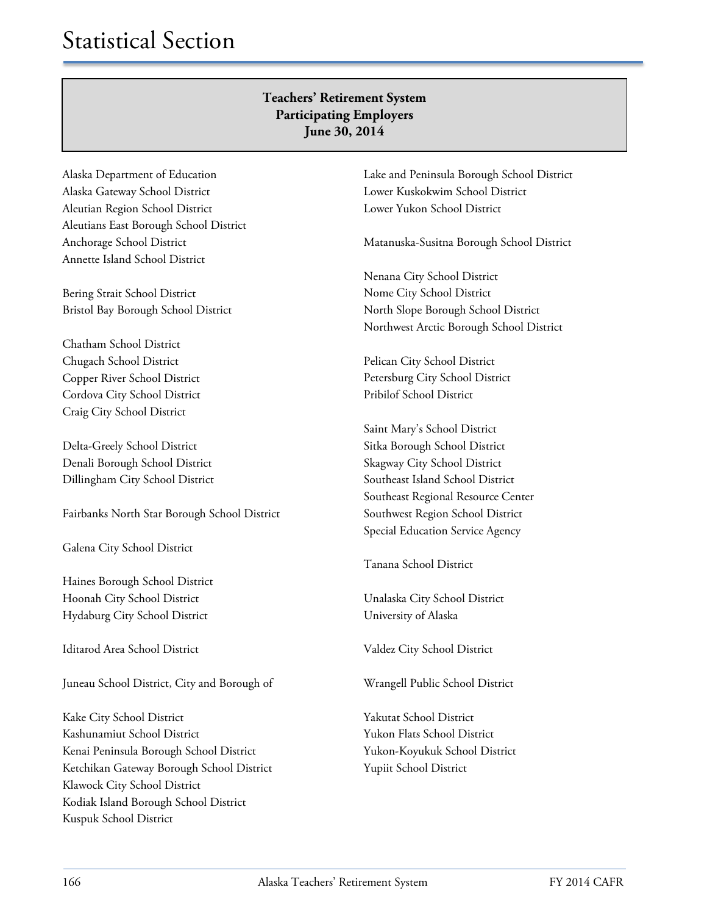# Statistical Section

## Teachers' Retirement System
## Participating Employers
## June 30, 2014

Alaska Department of Education
Alaska Gateway School District
Aleutian Region School District
Aleutians East Borough School District
Anchorage School District
Annette Island School District

Bering Strait School District
Bristol Bay Borough School District

Chatham School District
Chugach School District
Copper River School District
Cordova City School District
Craig City School District

Delta-Greely School District
Denali Borough School District
Dillingham City School District

Fairbanks North Star Borough School District

Galena City School District

Haines Borough School District
Hoonah City School District
Hydaburg City School District

Iditarod Area School District

Juneau School District, City and Borough of

Kake City School District
Kashunamiut School District
Kenai Peninsula Borough School District
Ketchikan Gateway Borough School District
Klawock City School District
Kodiak Island Borough School District
Kuspuk School District

Lake and Peninsula Borough School District
Lower Kuskokwim School District
Lower Yukon School District

Matanuska-Susitna Borough School District

Nenana City School District
Nome City School District
North Slope Borough School District
Northwest Arctic Borough School District

Pelican City School District
Petersburg City School District
Pribilof School District

Saint Mary's School District
Sitka Borough School District
Skagway City School District
Southeast Island School District
Southeast Regional Resource Center
Southwest Region School District
Special Education Service Agency

Tanana School District

Unalaska City School District
University of Alaska

Valdez City School District

Wrangell Public School District

Yakutat School District
Yukon Flats School District
Yukon-Koyukuk School District
Yupiit School District